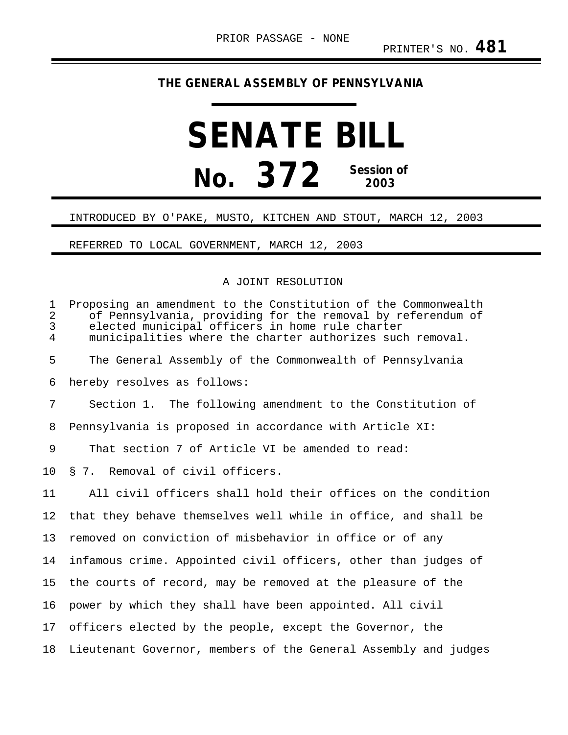PRIOR PASSAGE - NONE

PRINTER'S NO. **481**

**THE GENERAL ASSEMBLY OF PENNSYLVANIA**

# SENATE BILL

# No. 372

**Session of 2003**

INTRODUCED BY O'PAKE, MUSTO, KITCHEN AND STOUT, MARCH 12, 2003

REFERRED TO LOCAL GOVERNMENT, MARCH 12, 2003

A JOINT RESOLUTION

Proposing an amendment to the Constitution of the Commonwealth of Pennsylvania, providing for the removal by referendum of elected municipal officers in home rule charter municipalities where the charter authorizes such removal.

The General Assembly of the Commonwealth of Pennsylvania hereby resolves as follows:

Section 1. The following amendment to the Constitution of Pennsylvania is proposed in accordance with Article XI:

That section 7 of Article VI be amended to read:

§ 7. Removal of civil officers.

All civil officers shall hold their offices on the condition that they behave themselves well while in office, and shall be removed on conviction of misbehavior in office or of any infamous crime. Appointed civil officers, other than judges of the courts of record, may be removed at the pleasure of the power by which they shall have been appointed. All civil officers elected by the people, except the Governor, the Lieutenant Governor, members of the General Assembly and judges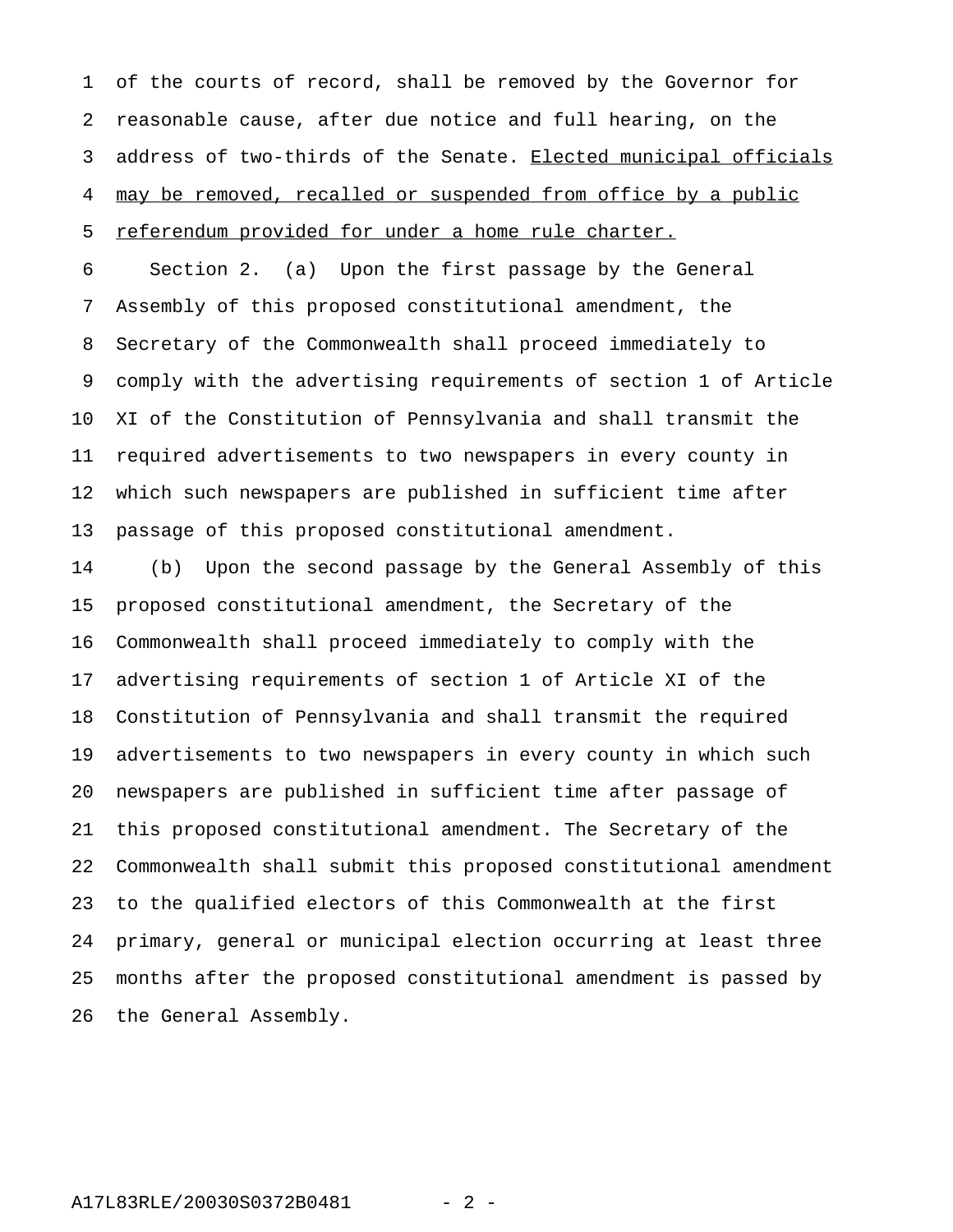of the courts of record, shall be removed by the Governor for reasonable cause, after due notice and full hearing, on the address of two-thirds of the Senate. <u>Elected municipal officials may be removed, recalled or suspended from office by a public referendum provided for under a home rule charter.</u>

Section 2. (a) Upon the first passage by the General Assembly of this proposed constitutional amendment, the Secretary of the Commonwealth shall proceed immediately to comply with the advertising requirements of section 1 of Article XI of the Constitution of Pennsylvania and shall transmit the required advertisements to two newspapers in every county in which such newspapers are published in sufficient time after passage of this proposed constitutional amendment.

(b) Upon the second passage by the General Assembly of this proposed constitutional amendment, the Secretary of the Commonwealth shall proceed immediately to comply with the advertising requirements of section 1 of Article XI of the Constitution of Pennsylvania and shall transmit the required advertisements to two newspapers in every county in which such newspapers are published in sufficient time after passage of this proposed constitutional amendment. The Secretary of the Commonwealth shall submit this proposed constitutional amendment to the qualified electors of this Commonwealth at the first primary, general or municipal election occurring at least three months after the proposed constitutional amendment is passed by the General Assembly.